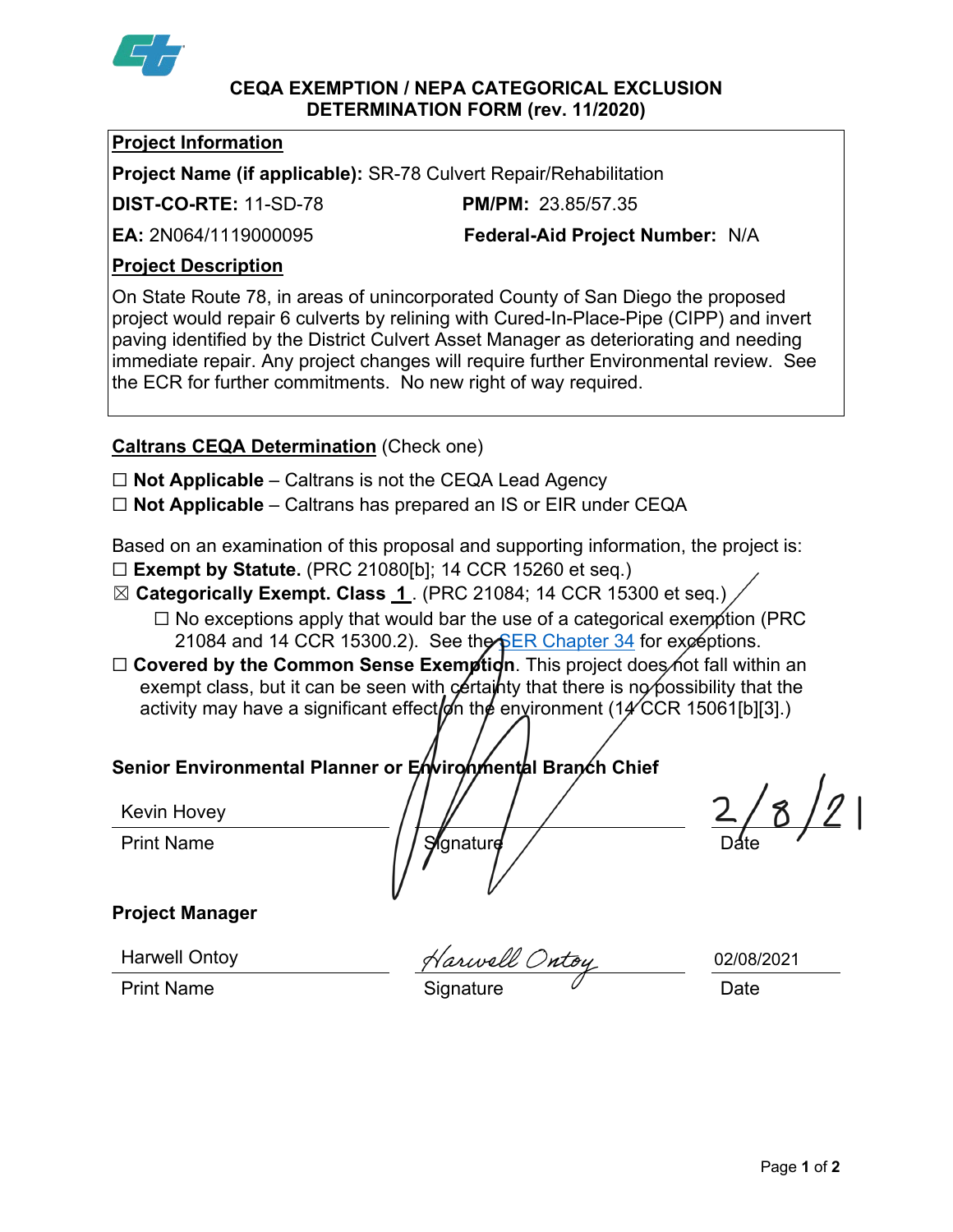# CEQA EXEMPTION / NEPA CATEGORICAL EXCLUSION DETERMINATION FORM (rev. 11/2020)

**Project Information**

**Project Name (if applicable):** SR-78 Culvert Repair/Rehabilitation

**DIST-CO-RTE:** 11-SD-78 **PM/PM:** 23.85/57.35

**EA:** 2N064/1119000095 **Federal-Aid Project Number:** N/A

**Project Description**

On State Route 78, in areas of unincorporated County of San Diego the proposed project would repair 6 culverts by relining with Cured-In-Place-Pipe (CIPP) and invert paving identified by the District Culvert Asset Manager as deteriorating and needing immediate repair. Any project changes will require further Environmental review. See the ECR for further commitments. No new right of way required.

**Caltrans CEQA Determination** (Check one)

☐ **Not Applicable** – Caltrans is not the CEQA Lead Agency

☐ **Not Applicable** – Caltrans has prepared an IS or EIR under CEQA

Based on an examination of this proposal and supporting information, the project is:

☐ **Exempt by Statute.** (PRC 21080[b]; 14 CCR 15260 et seq.)

☒ **Categorically Exempt. Class 1**. (PRC 21084; 14 CCR 15300 et seq.)

☐ No exceptions apply that would bar the use of a categorical exemption (PRC 21084 and 14 CCR 15300.2). See the SER Chapter 34 for exceptions.

☐ **Covered by the Common Sense Exemption**. This project does not fall within an exempt class, but it can be seen with certainty that there is no possibility that the activity may have a significant effect on the environment (14 CCR 15061[b][3].)

**Senior Environmental Planner or Environmental Branch Chief**

| Kevin Hovey | [signature] | 2/8/21 |
|---|---|---|
| Print Name | Signature | Date |

**Project Manager**

| Harwell Ontoy | Harwell Ontoy | 02/08/2021 |
|---|---|---|
| Print Name | Signature | Date |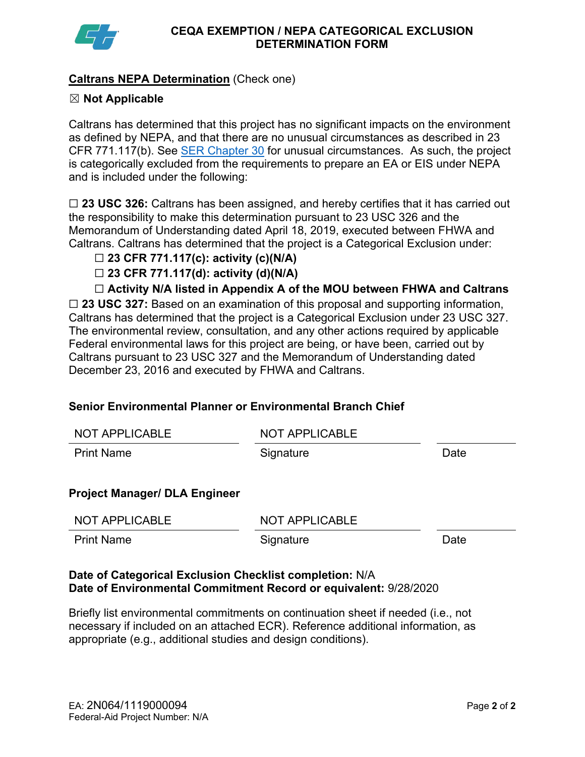# CEQA EXEMPTION / NEPA CATEGORICAL EXCLUSION DETERMINATION FORM

**Caltrans NEPA Determination** (Check one)

☒ **Not Applicable**

Caltrans has determined that this project has no significant impacts on the environment as defined by NEPA, and that there are no unusual circumstances as described in 23 CFR 771.117(b). See SER Chapter 30 for unusual circumstances. As such, the project is categorically excluded from the requirements to prepare an EA or EIS under NEPA and is included under the following:

☐ **23 USC 326:** Caltrans has been assigned, and hereby certifies that it has carried out the responsibility to make this determination pursuant to 23 USC 326 and the Memorandum of Understanding dated April 18, 2019, executed between FHWA and Caltrans. Caltrans has determined that the project is a Categorical Exclusion under:

- ☐ **23 CFR 771.117(c): activity (c)(N/A)**
- ☐ **23 CFR 771.117(d): activity (d)(N/A)**
- ☐ **Activity N/A listed in Appendix A of the MOU between FHWA and Caltrans**

☐ **23 USC 327:** Based on an examination of this proposal and supporting information, Caltrans has determined that the project is a Categorical Exclusion under 23 USC 327. The environmental review, consultation, and any other actions required by applicable Federal environmental laws for this project are being, or have been, carried out by Caltrans pursuant to 23 USC 327 and the Memorandum of Understanding dated December 23, 2016 and executed by FHWA and Caltrans.

**Senior Environmental Planner or Environmental Branch Chief**

| Print Name | Signature | Date |
|---|---|---|
| NOT APPLICABLE | NOT APPLICABLE | |

**Project Manager/ DLA Engineer**

| Print Name | Signature | Date |
|---|---|---|
| NOT APPLICABLE | NOT APPLICABLE | |

**Date of Categorical Exclusion Checklist completion:** N/A
**Date of Environmental Commitment Record or equivalent:** 9/28/2020

Briefly list environmental commitments on continuation sheet if needed (i.e., not necessary if included on an attached ECR). Reference additional information, as appropriate (e.g., additional studies and design conditions).

EA: 2N064/1119000094
Federal-Aid Project Number: N/A